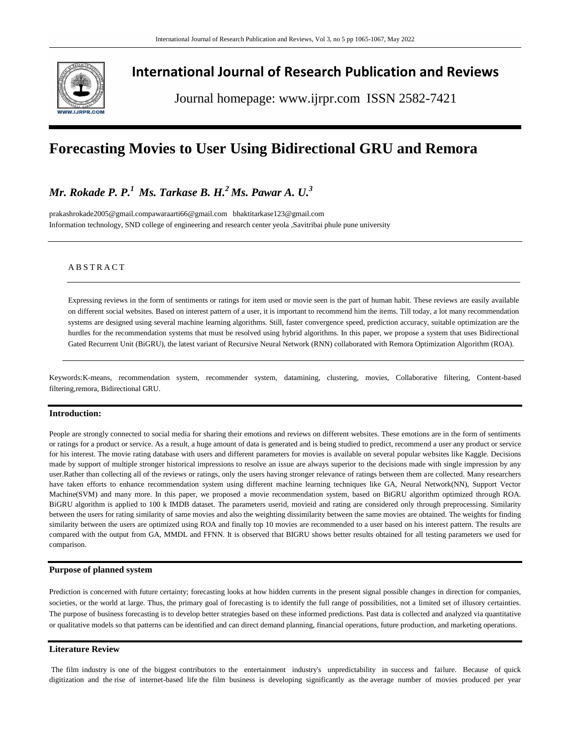# International Journal of Research Publication and Reviews

Journal homepage: www.ijrpr.com ISSN 2582-7421

# Forecasting Movies to User Using Bidirectional GRU and Remora

***Mr. Rokade P. P.[1] Ms. Tarkase B. H.[2] Ms. Pawar A. U.[3]***

prakashrokade2005@gmail.compawaraarti66@gmail.com bhaktitarkase123@gmail.com
Information technology, SND college of engineering and research center yeola ,Savitribai phule pune university

## A B S T R A C T

Expressing reviews in the form of sentiments or ratings for item used or movie seen is the part of human habit. These reviews are easily available on different social websites. Based on interest pattern of a user, it is important to recommend him the items. Till today, a lot many recommendation systems are designed using several machine learning algorithms. Still, faster convergence speed, prediction accuracy, suitable optimization are the hurdles for the recommendation systems that must be resolved using hybrid algorithms. In this paper, we propose a system that uses Bidirectional Gated Recurrent Unit (BiGRU), the latest variant of Recursive Neural Network (RNN) collaborated with Remora Optimization Algorithm (ROA).

Keywords:K-means, recommendation system, recommender system, datamining, clustering, movies, Collaborative filtering, Content-based filtering,remora, Bidirectional GRU.

## Introduction:

People are strongly connected to social media for sharing their emotions and reviews on different websites. These emotions are in the form of sentiments or ratings for a product or service. As a result, a huge amount of data is generated and is being studied to predict, recommend a user any product or service for his interest. The movie rating database with users and different parameters for movies is available on several popular websites like Kaggle. Decisions made by support of multiple stronger historical impressions to resolve an issue are always superior to the decisions made with single impression by any user.Rather than collecting all of the reviews or ratings, only the users having stronger relevance of ratings between them are collected. Many researchers have taken efforts to enhance recommendation system using different machine learning techniques like GA, Neural Network(NN), Support Vector Machine(SVM) and many more. In this paper, we proposed a movie recommendation system, based on BiGRU algorithm optimized through ROA. BiGRU algorithm is applied to 100 k IMDB dataset. The parameters userid, movieid and rating are considered only through preprocessing. Similarity between the users for rating similarity of same movies and also the weighting dissimilarity between the same movies are obtained. The weights for finding similarity between the users are optimized using ROA and finally top 10 movies are recommended to a user based on his interest pattern. The results are compared with the output from GA, MMDL and FFNN. It is observed that BIGRU shows better results obtained for all testing parameters we used for comparison.

## Purpose of planned system

Prediction is concerned with future certainty; forecasting looks at how hidden currents in the present signal possible changes in direction for companies, societies, or the world at large. Thus, the primary goal of forecasting is to identify the full range of possibilities, not a limited set of illusory certainties. The purpose of business forecasting is to develop better strategies based on these informed predictions. Past data is collected and analyzed via quantitative or qualitative models so that patterns can be identified and can direct demand planning, financial operations, future production, and marketing operations.

## Literature Review

The film industry is one of the biggest contributors to the entertainment industry's unpredictability in success and failure. Because of quick digitization and the rise of internet-based life the film business is developing significantly as the average number of movies produced per year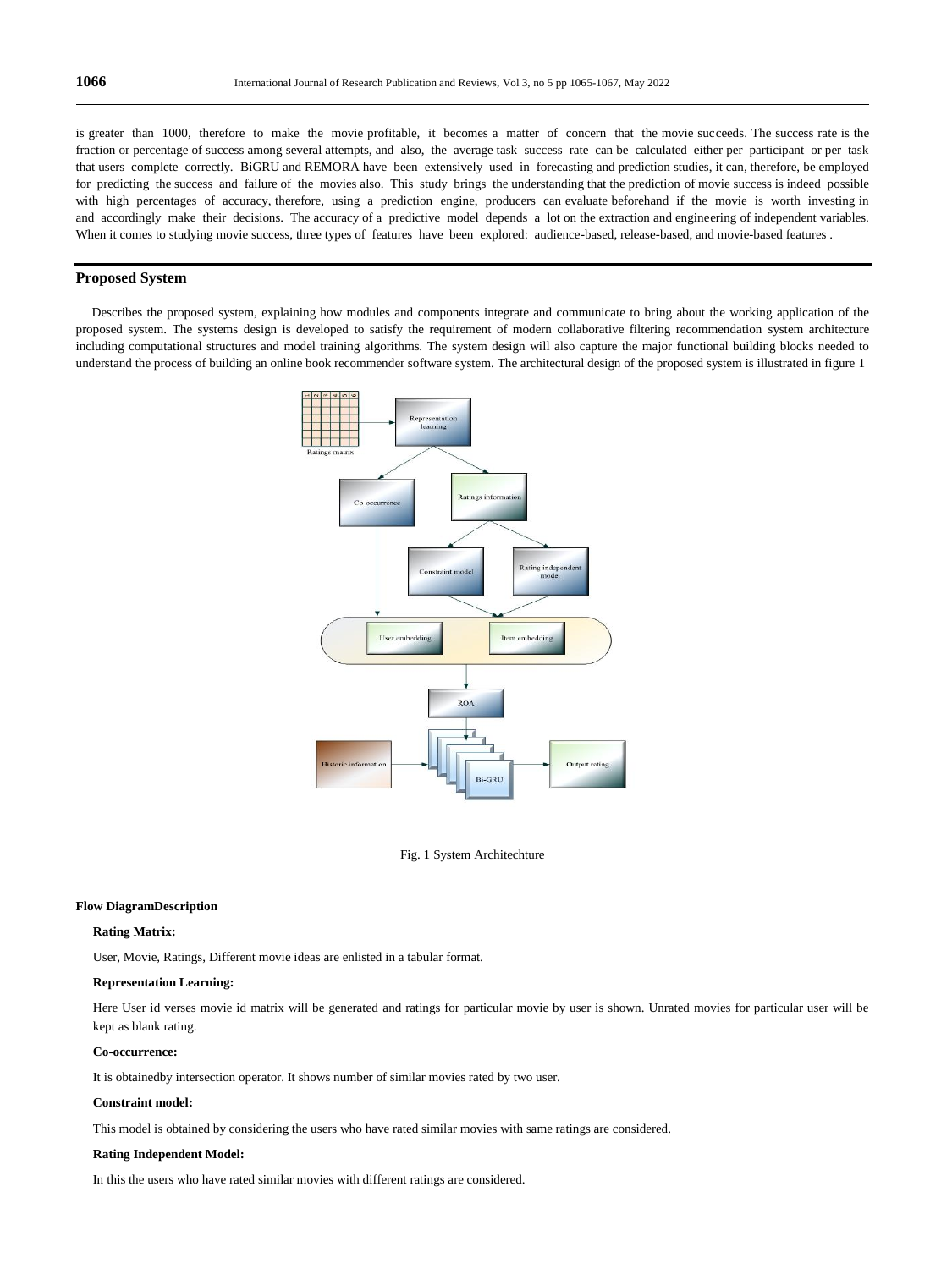is greater than 1000, therefore to make the movie profitable, it becomes a matter of concern that the movie succeeds. The success rate is the fraction or percentage of success among several attempts, and also, the average task success rate can be calculated either per participant or per task that users complete correctly. BiGRU and REMORA have been extensively used in forecasting and prediction studies, it can, therefore, be employed for predicting the success and failure of the movies also. This study brings the understanding that the prediction of movie success is indeed possible with high percentages of accuracy, therefore, using a prediction engine, producers can evaluate beforehand if the movie is worth investing in and accordingly make their decisions. The accuracy of a predictive model depends a lot on the extraction and engineering of independent variables. When it comes to studying movie success, three types of features have been explored: audience-based, release-based, and movie-based features .

## Proposed System

Describes the proposed system, explaining how modules and components integrate and communicate to bring about the working application of the proposed system. The systems design is developed to satisfy the requirement of modern collaborative filtering recommendation system architecture including computational structures and model training algorithms. The system design will also capture the major functional building blocks needed to understand the process of building an online book recommender software system. The architectural design of the proposed system is illustrated in figure 1

Fig. 1 System Architechture

#### Flow DiagramDescription

**Rating Matrix:**

User, Movie, Ratings, Different movie ideas are enlisted in a tabular format.

**Representation Learning:**

Here User id verses movie id matrix will be generated and ratings for particular movie by user is shown. Unrated movies for particular user will be kept as blank rating.

**Co-occurrence:**

It is obtainedby intersection operator. It shows number of similar movies rated by two user.

**Constraint model:**

This model is obtained by considering the users who have rated similar movies with same ratings are considered.

**Rating Independent Model:**

In this the users who have rated similar movies with different ratings are considered.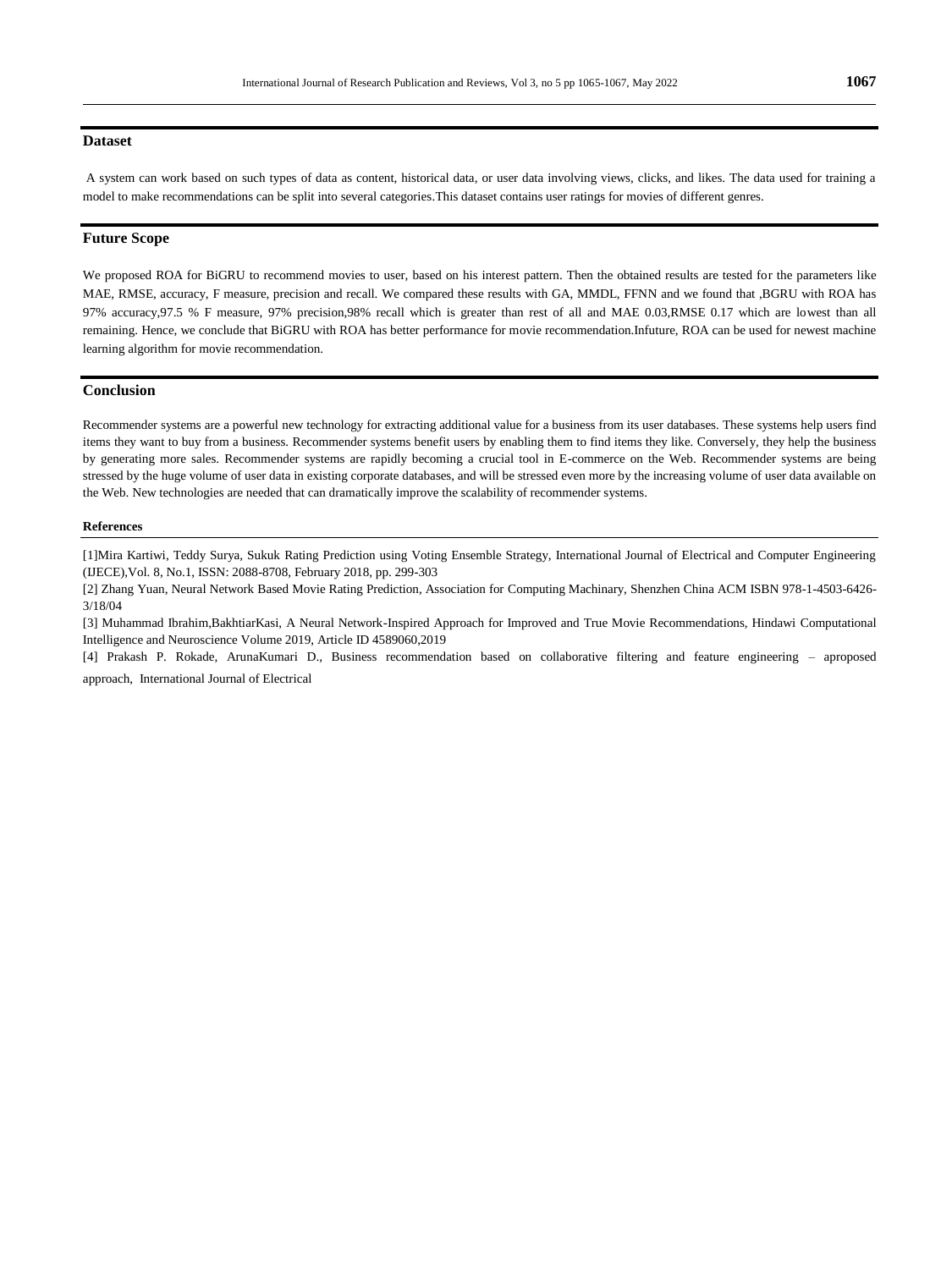## Dataset

A system can work based on such types of data as content, historical data, or user data involving views, clicks, and likes. The data used for training a model to make recommendations can be split into several categories.This dataset contains user ratings for movies of different genres.

## Future Scope

We proposed ROA for BiGRU to recommend movies to user, based on his interest pattern. Then the obtained results are tested for the parameters like MAE, RMSE, accuracy, F measure, precision and recall. We compared these results with GA, MMDL, FFNN and we found that ,BGRU with ROA has 97% accuracy,97.5 % F measure, 97% precision,98% recall which is greater than rest of all and MAE 0.03,RMSE 0.17 which are lowest than all remaining. Hence, we conclude that BiGRU with ROA has better performance for movie recommendation.Infuture, ROA can be used for newest machine learning algorithm for movie recommendation.

## Conclusion

Recommender systems are a powerful new technology for extracting additional value for a business from its user databases. These systems help users find items they want to buy from a business. Recommender systems benefit users by enabling them to find items they like. Conversely, they help the business by generating more sales. Recommender systems are rapidly becoming a crucial tool in E-commerce on the Web. Recommender systems are being stressed by the huge volume of user data in existing corporate databases, and will be stressed even more by the increasing volume of user data available on the Web. New technologies are needed that can dramatically improve the scalability of recommender systems.

### References

[1]Mira Kartiwi, Teddy Surya, Sukuk Rating Prediction using Voting Ensemble Strategy, International Journal of Electrical and Computer Engineering (IJECE),Vol. 8, No.1, ISSN: 2088-8708, February 2018, pp. 299-303

[2] Zhang Yuan, Neural Network Based Movie Rating Prediction, Association for Computing Machinary, Shenzhen China ACM ISBN 978-1-4503-6426-3/18/04

[3] Muhammad Ibrahim,BakhtiarKasi, A Neural Network-Inspired Approach for Improved and True Movie Recommendations, Hindawi Computational Intelligence and Neuroscience Volume 2019, Article ID 4589060,2019

[4] Prakash P. Rokade, ArunaKumari D., Business recommendation based on collaborative filtering and feature engineering – aproposed approach, International Journal of Electrical